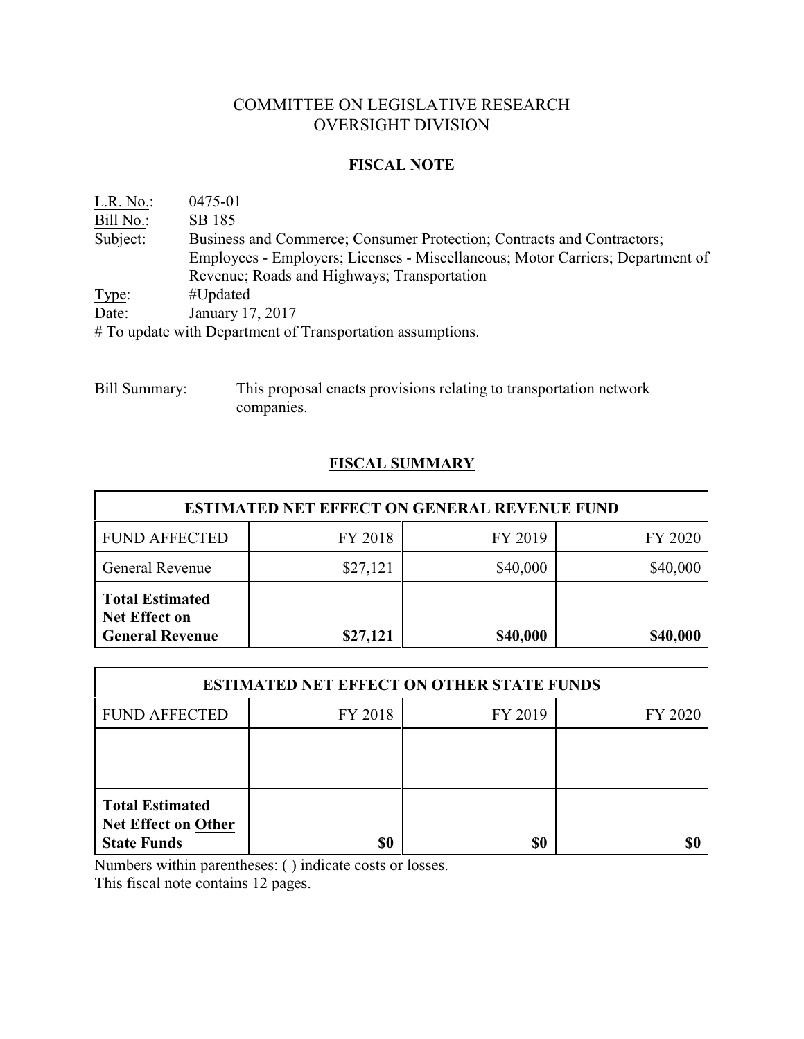# COMMITTEE ON LEGISLATIVE RESEARCH
# OVERSIGHT DIVISION

## FISCAL NOTE

| | |
|---|---|
| L.R. No.: | 0475-01 |
| Bill No.: | SB 185 |
| Subject: | Business and Commerce; Consumer Protection; Contracts and Contractors; Employees - Employers; Licenses - Miscellaneous; Motor Carriers; Department of Revenue; Roads and Highways; Transportation |
| Type: | #Updated |
| Date: | January 17, 2017 |

# To update with Department of Transportation assumptions.

Bill Summary: This proposal enacts provisions relating to transportation network companies.

## FISCAL SUMMARY

| ESTIMATED NET EFFECT ON GENERAL REVENUE FUND | | | |
|---|---|---|---|
| FUND AFFECTED | FY 2018 | FY 2019 | FY 2020 |
| General Revenue | $27,121 | $40,000 | $40,000 |
| **Total Estimated Net Effect on General Revenue** | **$27,121** | **$40,000** | **$40,000** |

| ESTIMATED NET EFFECT ON OTHER STATE FUNDS | | | |
|---|---|---|---|
| FUND AFFECTED | FY 2018 | FY 2019 | FY 2020 |
| | | | |
| | | | |
| **Total Estimated Net Effect on Other State Funds** | **$0** | **$0** | **$0** |

Numbers within parentheses: ( ) indicate costs or losses.
This fiscal note contains 12 pages.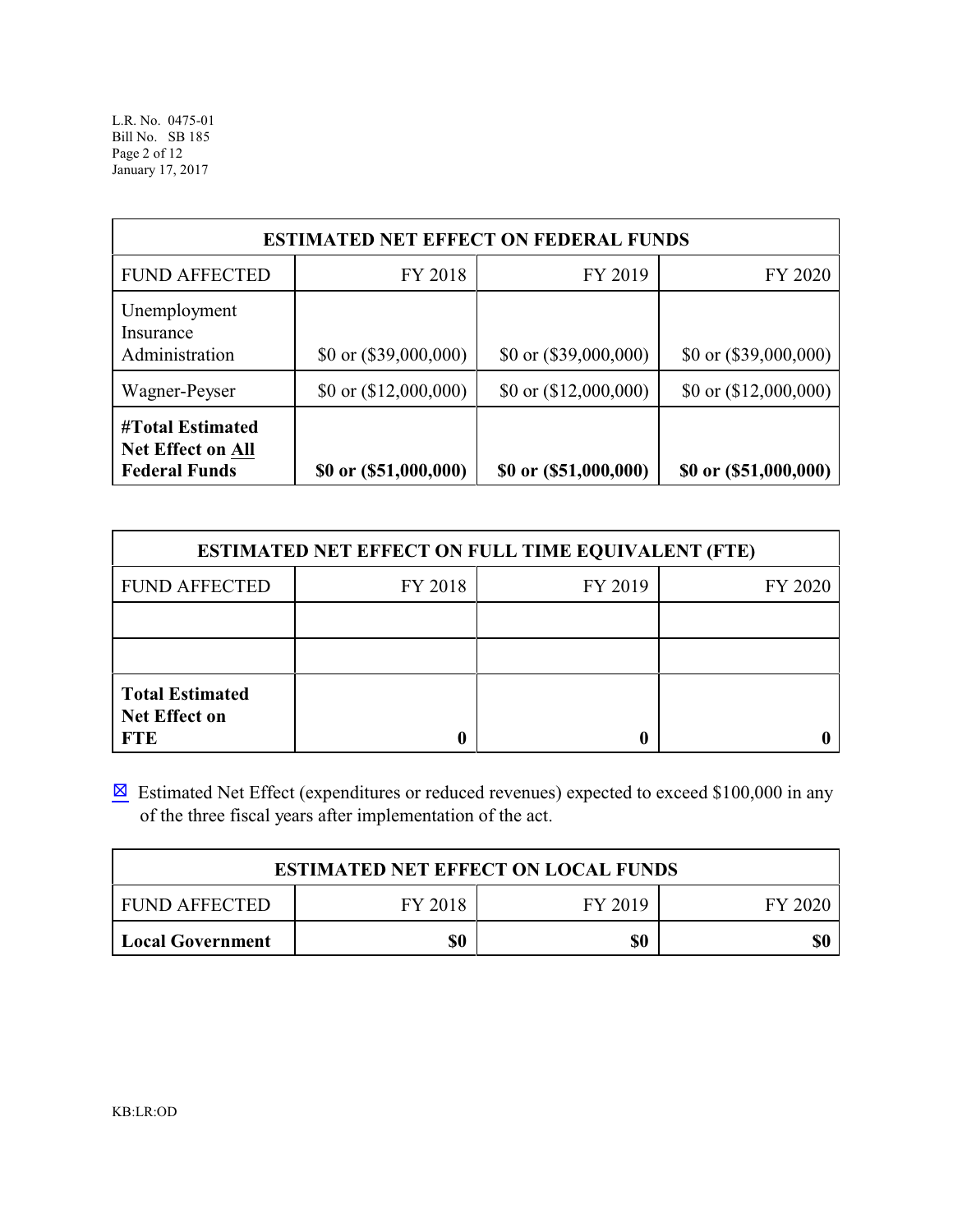| ESTIMATED NET EFFECT ON FEDERAL FUNDS | | | |
|---|---|---|---|
| FUND AFFECTED | FY 2018 | FY 2019 | FY 2020 |
| Unemployment Insurance Administration | $0 or ($39,000,000) | $0 or ($39,000,000) | $0 or ($39,000,000) |
| Wagner-Peyser | $0 or ($12,000,000) | $0 or ($12,000,000) | $0 or ($12,000,000) |
| **#Total Estimated Net Effect on All Federal Funds** | **$0 or ($51,000,000)** | **$0 or ($51,000,000)** | **$0 or ($51,000,000)** |

| ESTIMATED NET EFFECT ON FULL TIME EQUIVALENT (FTE) | | | |
|---|---|---|---|
| FUND AFFECTED | FY 2018 | FY 2019 | FY 2020 |
| | | | |
| | | | |
| **Total Estimated Net Effect on FTE** | **0** | **0** | **0** |

☒ Estimated Net Effect (expenditures or reduced revenues) expected to exceed $100,000 in any of the three fiscal years after implementation of the act.

| ESTIMATED NET EFFECT ON LOCAL FUNDS | | | |
|---|---|---|---|
| FUND AFFECTED | FY 2018 | FY 2019 | FY 2020 |
| **Local Government** | **$0** | **$0** | **$0** |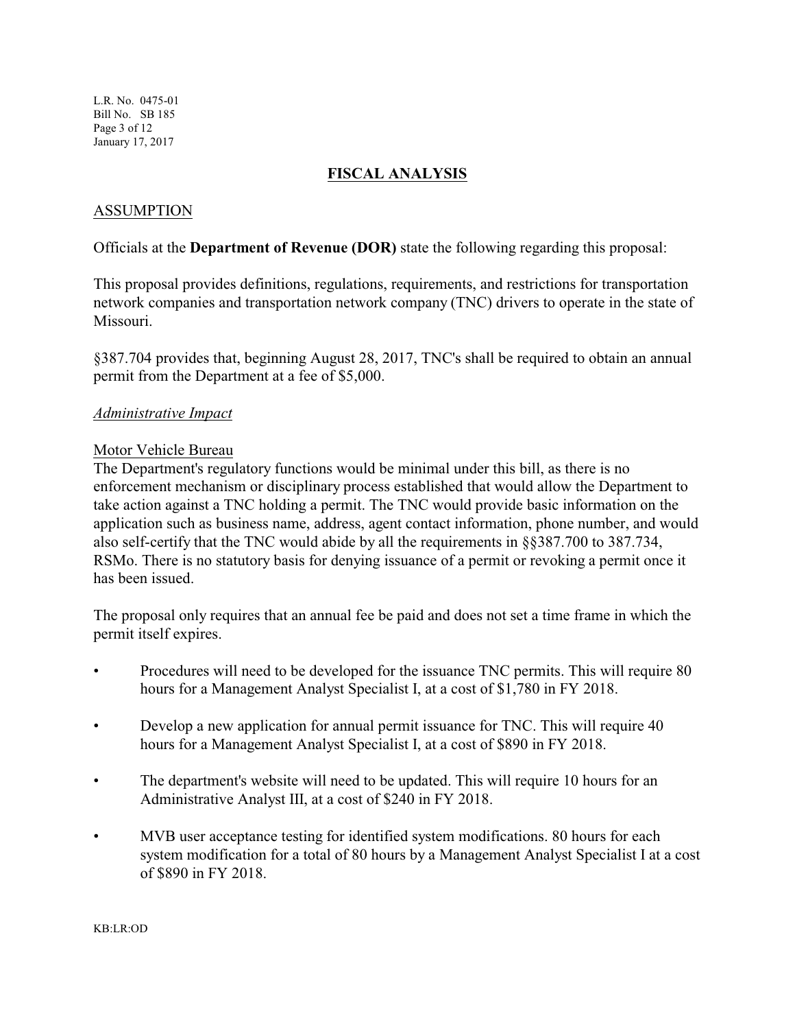## FISCAL ANALYSIS

### ASSUMPTION

Officials at the **Department of Revenue (DOR)** state the following regarding this proposal:

This proposal provides definitions, regulations, requirements, and restrictions for transportation network companies and transportation network company (TNC) drivers to operate in the state of Missouri.

§387.704 provides that, beginning August 28, 2017, TNC's shall be required to obtain an annual permit from the Department at a fee of $5,000.

*Administrative Impact*

Motor Vehicle Bureau

The Department's regulatory functions would be minimal under this bill, as there is no enforcement mechanism or disciplinary process established that would allow the Department to take action against a TNC holding a permit. The TNC would provide basic information on the application such as business name, address, agent contact information, phone number, and would also self-certify that the TNC would abide by all the requirements in §§387.700 to 387.734, RSMo. There is no statutory basis for denying issuance of a permit or revoking a permit once it has been issued.

The proposal only requires that an annual fee be paid and does not set a time frame in which the permit itself expires.

- Procedures will need to be developed for the issuance TNC permits. This will require 80 hours for a Management Analyst Specialist I, at a cost of $1,780 in FY 2018.
- Develop a new application for annual permit issuance for TNC. This will require 40 hours for a Management Analyst Specialist I, at a cost of $890 in FY 2018.
- The department's website will need to be updated. This will require 10 hours for an Administrative Analyst III, at a cost of $240 in FY 2018.
- MVB user acceptance testing for identified system modifications. 80 hours for each system modification for a total of 80 hours by a Management Analyst Specialist I at a cost of $890 in FY 2018.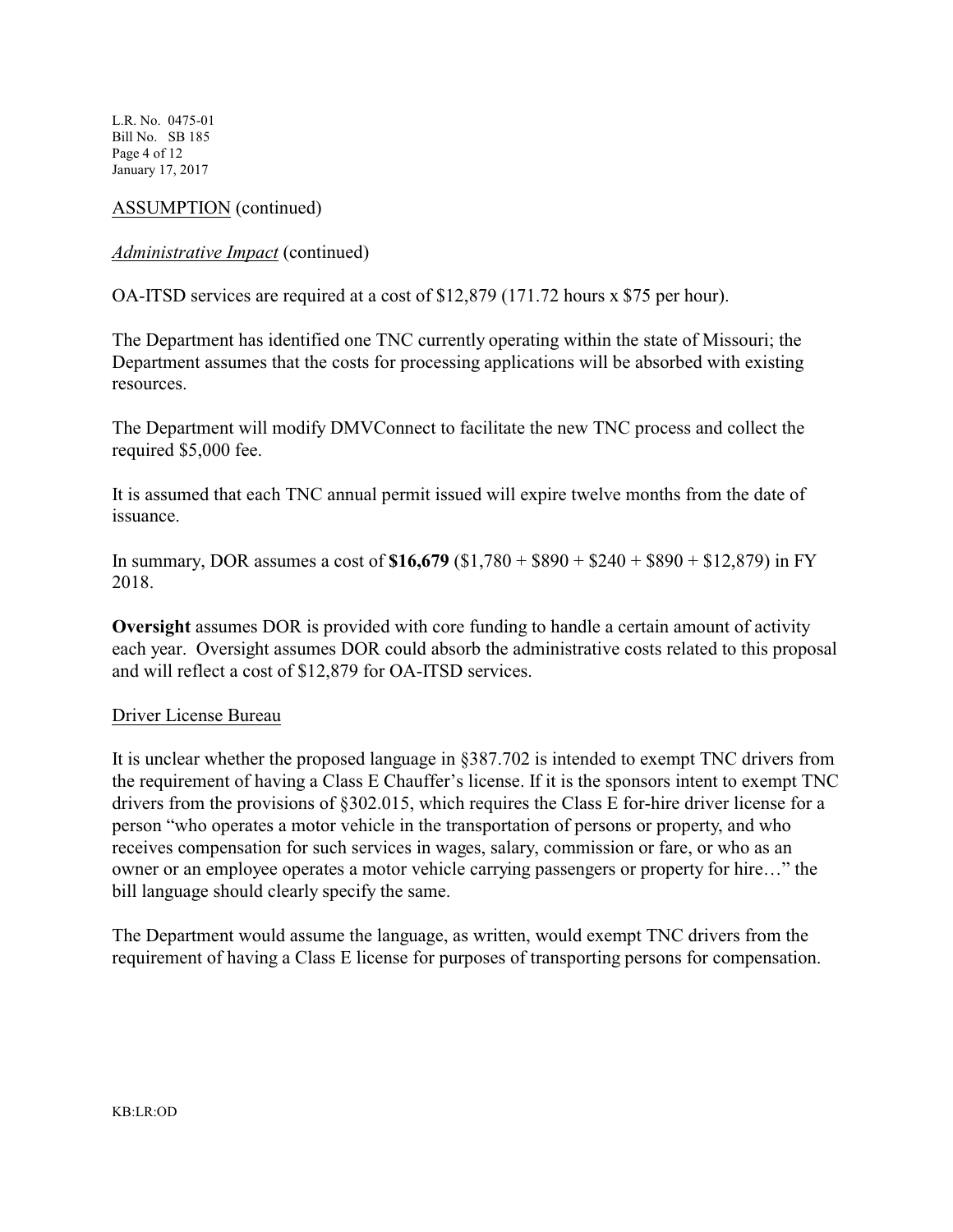ASSUMPTION (continued)

*Administrative Impact* (continued)

OA-ITSD services are required at a cost of $12,879 (171.72 hours x $75 per hour).

The Department has identified one TNC currently operating within the state of Missouri; the Department assumes that the costs for processing applications will be absorbed with existing resources.

The Department will modify DMVConnect to facilitate the new TNC process and collect the required $5,000 fee.

It is assumed that each TNC annual permit issued will expire twelve months from the date of issuance.

In summary, DOR assumes a cost of **$16,679** ($1,780 + $890 + $240 + $890 + $12,879) in FY 2018.

**Oversight** assumes DOR is provided with core funding to handle a certain amount of activity each year. Oversight assumes DOR could absorb the administrative costs related to this proposal and will reflect a cost of $12,879 for OA-ITSD services.

Driver License Bureau

It is unclear whether the proposed language in §387.702 is intended to exempt TNC drivers from the requirement of having a Class E Chauffer's license. If it is the sponsors intent to exempt TNC drivers from the provisions of §302.015, which requires the Class E for-hire driver license for a person "who operates a motor vehicle in the transportation of persons or property, and who receives compensation for such services in wages, salary, commission or fare, or who as an owner or an employee operates a motor vehicle carrying passengers or property for hire…" the bill language should clearly specify the same.

The Department would assume the language, as written, would exempt TNC drivers from the requirement of having a Class E license for purposes of transporting persons for compensation.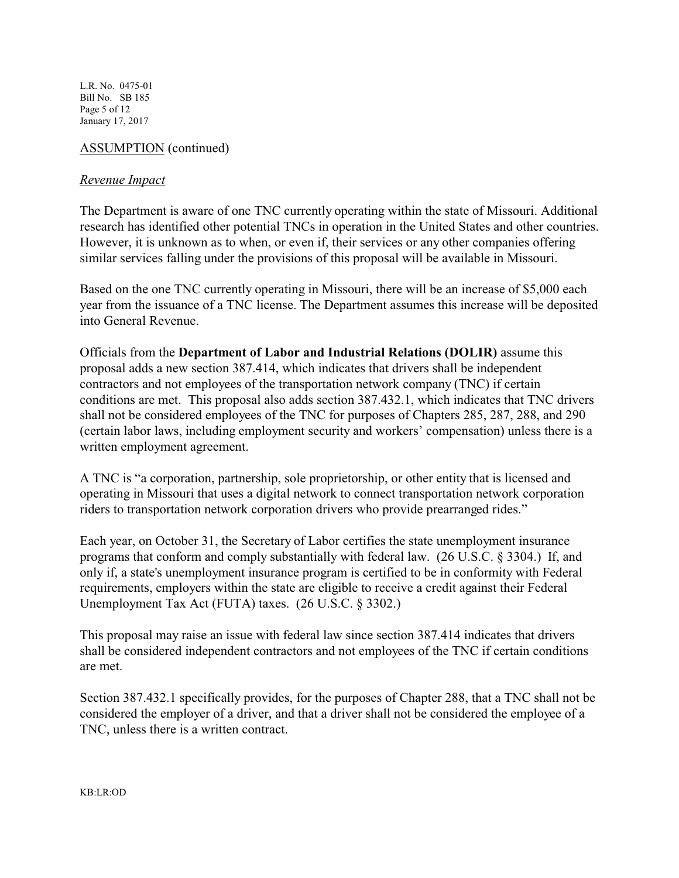ASSUMPTION (continued)

*Revenue Impact*

The Department is aware of one TNC currently operating within the state of Missouri. Additional research has identified other potential TNCs in operation in the United States and other countries. However, it is unknown as to when, or even if, their services or any other companies offering similar services falling under the provisions of this proposal will be available in Missouri.

Based on the one TNC currently operating in Missouri, there will be an increase of $5,000 each year from the issuance of a TNC license. The Department assumes this increase will be deposited into General Revenue.

Officials from the **Department of Labor and Industrial Relations (DOLIR)** assume this proposal adds a new section 387.414, which indicates that drivers shall be independent contractors and not employees of the transportation network company (TNC) if certain conditions are met. This proposal also adds section 387.432.1, which indicates that TNC drivers shall not be considered employees of the TNC for purposes of Chapters 285, 287, 288, and 290 (certain labor laws, including employment security and workers' compensation) unless there is a written employment agreement.

A TNC is "a corporation, partnership, sole proprietorship, or other entity that is licensed and operating in Missouri that uses a digital network to connect transportation network corporation riders to transportation network corporation drivers who provide prearranged rides."

Each year, on October 31, the Secretary of Labor certifies the state unemployment insurance programs that conform and comply substantially with federal law. (26 U.S.C. § 3304.) If, and only if, a state's unemployment insurance program is certified to be in conformity with Federal requirements, employers within the state are eligible to receive a credit against their Federal Unemployment Tax Act (FUTA) taxes. (26 U.S.C. § 3302.)

This proposal may raise an issue with federal law since section 387.414 indicates that drivers shall be considered independent contractors and not employees of the TNC if certain conditions are met.

Section 387.432.1 specifically provides, for the purposes of Chapter 288, that a TNC shall not be considered the employer of a driver, and that a driver shall not be considered the employee of a TNC, unless there is a written contract.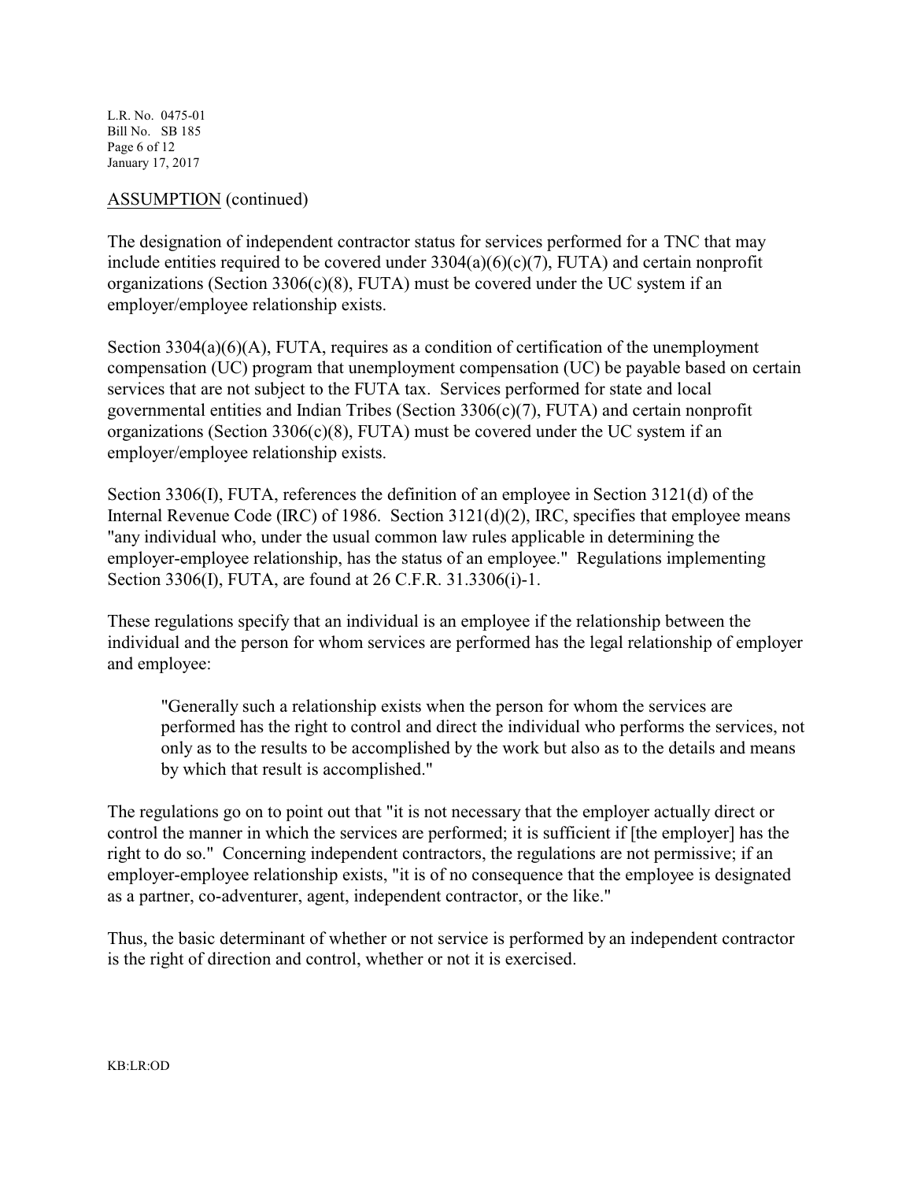ASSUMPTION (continued)

The designation of independent contractor status for services performed for a TNC that may include entities required to be covered under 3304(a)(6)(c)(7), FUTA) and certain nonprofit organizations (Section 3306(c)(8), FUTA) must be covered under the UC system if an employer/employee relationship exists.

Section 3304(a)(6)(A), FUTA, requires as a condition of certification of the unemployment compensation (UC) program that unemployment compensation (UC) be payable based on certain services that are not subject to the FUTA tax. Services performed for state and local governmental entities and Indian Tribes (Section 3306(c)(7), FUTA) and certain nonprofit organizations (Section 3306(c)(8), FUTA) must be covered under the UC system if an employer/employee relationship exists.

Section 3306(I), FUTA, references the definition of an employee in Section 3121(d) of the Internal Revenue Code (IRC) of 1986. Section 3121(d)(2), IRC, specifies that employee means "any individual who, under the usual common law rules applicable in determining the employer-employee relationship, has the status of an employee." Regulations implementing Section 3306(I), FUTA, are found at 26 C.F.R. 31.3306(i)-1.

These regulations specify that an individual is an employee if the relationship between the individual and the person for whom services are performed has the legal relationship of employer and employee:

> "Generally such a relationship exists when the person for whom the services are performed has the right to control and direct the individual who performs the services, not only as to the results to be accomplished by the work but also as to the details and means by which that result is accomplished."

The regulations go on to point out that "it is not necessary that the employer actually direct or control the manner in which the services are performed; it is sufficient if [the employer] has the right to do so." Concerning independent contractors, the regulations are not permissive; if an employer-employee relationship exists, "it is of no consequence that the employee is designated as a partner, co-adventurer, agent, independent contractor, or the like."

Thus, the basic determinant of whether or not service is performed by an independent contractor is the right of direction and control, whether or not it is exercised.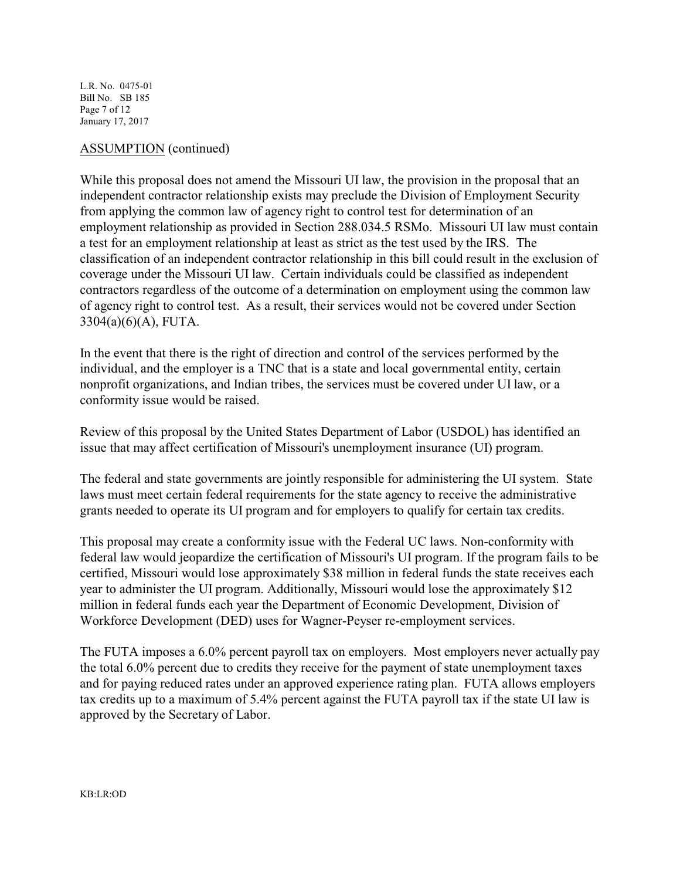ASSUMPTION (continued)

While this proposal does not amend the Missouri UI law, the provision in the proposal that an independent contractor relationship exists may preclude the Division of Employment Security from applying the common law of agency right to control test for determination of an employment relationship as provided in Section 288.034.5 RSMo. Missouri UI law must contain a test for an employment relationship at least as strict as the test used by the IRS. The classification of an independent contractor relationship in this bill could result in the exclusion of coverage under the Missouri UI law. Certain individuals could be classified as independent contractors regardless of the outcome of a determination on employment using the common law of agency right to control test. As a result, their services would not be covered under Section 3304(a)(6)(A), FUTA.

In the event that there is the right of direction and control of the services performed by the individual, and the employer is a TNC that is a state and local governmental entity, certain nonprofit organizations, and Indian tribes, the services must be covered under UI law, or a conformity issue would be raised.

Review of this proposal by the United States Department of Labor (USDOL) has identified an issue that may affect certification of Missouri's unemployment insurance (UI) program.

The federal and state governments are jointly responsible for administering the UI system. State laws must meet certain federal requirements for the state agency to receive the administrative grants needed to operate its UI program and for employers to qualify for certain tax credits.

This proposal may create a conformity issue with the Federal UC laws. Non-conformity with federal law would jeopardize the certification of Missouri's UI program. If the program fails to be certified, Missouri would lose approximately $38 million in federal funds the state receives each year to administer the UI program. Additionally, Missouri would lose the approximately $12 million in federal funds each year the Department of Economic Development, Division of Workforce Development (DED) uses for Wagner-Peyser re-employment services.

The FUTA imposes a 6.0% percent payroll tax on employers. Most employers never actually pay the total 6.0% percent due to credits they receive for the payment of state unemployment taxes and for paying reduced rates under an approved experience rating plan. FUTA allows employers tax credits up to a maximum of 5.4% percent against the FUTA payroll tax if the state UI law is approved by the Secretary of Labor.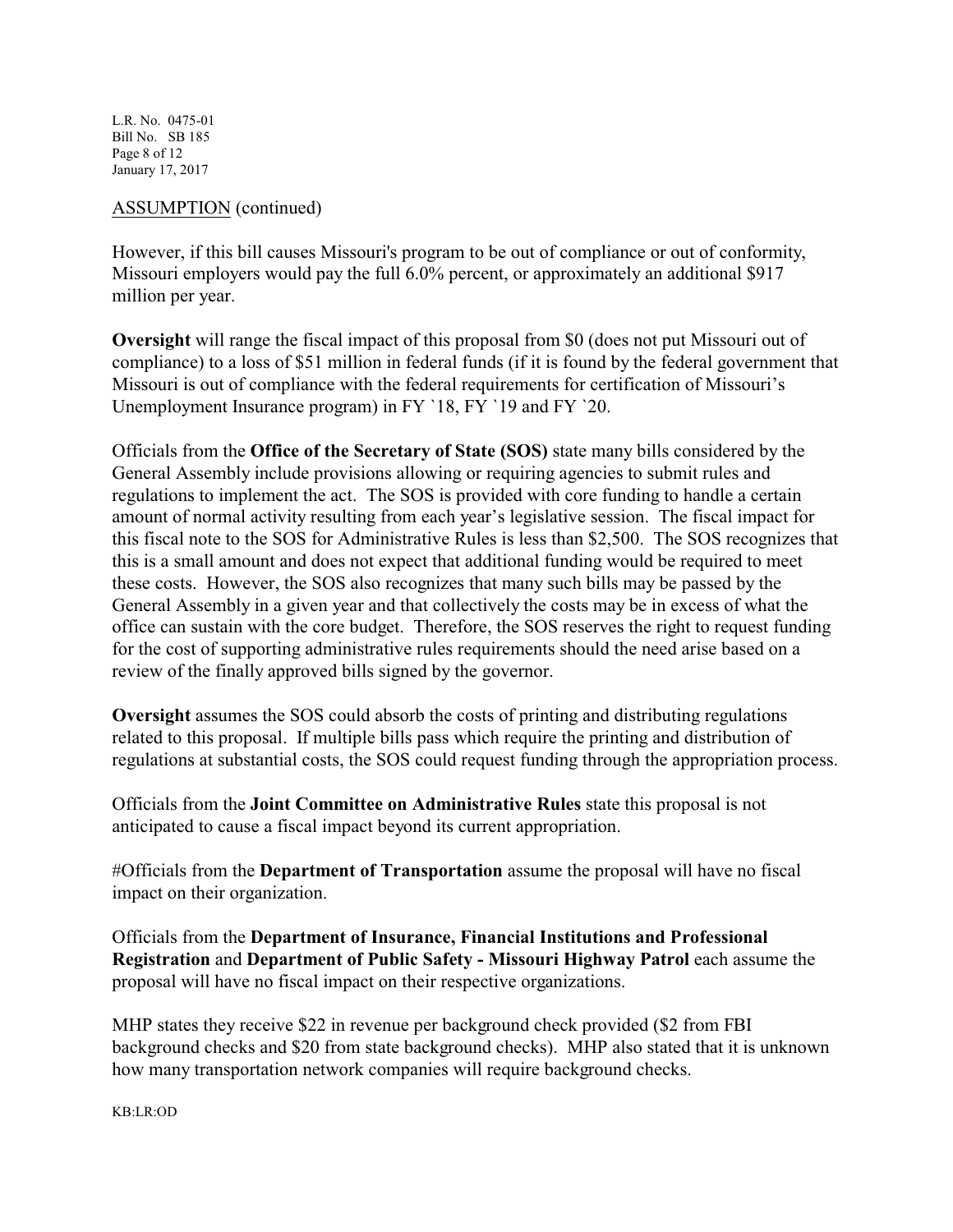ASSUMPTION (continued)

However, if this bill causes Missouri's program to be out of compliance or out of conformity, Missouri employers would pay the full 6.0% percent, or approximately an additional $917 million per year.

**Oversight** will range the fiscal impact of this proposal from $0 (does not put Missouri out of compliance) to a loss of $51 million in federal funds (if it is found by the federal government that Missouri is out of compliance with the federal requirements for certification of Missouri's Unemployment Insurance program) in FY `18, FY `19 and FY `20.

Officials from the **Office of the Secretary of State (SOS)** state many bills considered by the General Assembly include provisions allowing or requiring agencies to submit rules and regulations to implement the act. The SOS is provided with core funding to handle a certain amount of normal activity resulting from each year's legislative session. The fiscal impact for this fiscal note to the SOS for Administrative Rules is less than $2,500. The SOS recognizes that this is a small amount and does not expect that additional funding would be required to meet these costs. However, the SOS also recognizes that many such bills may be passed by the General Assembly in a given year and that collectively the costs may be in excess of what the office can sustain with the core budget. Therefore, the SOS reserves the right to request funding for the cost of supporting administrative rules requirements should the need arise based on a review of the finally approved bills signed by the governor.

**Oversight** assumes the SOS could absorb the costs of printing and distributing regulations related to this proposal. If multiple bills pass which require the printing and distribution of regulations at substantial costs, the SOS could request funding through the appropriation process.

Officials from the **Joint Committee on Administrative Rules** state this proposal is not anticipated to cause a fiscal impact beyond its current appropriation.

#Officials from the **Department of Transportation** assume the proposal will have no fiscal impact on their organization.

Officials from the **Department of Insurance, Financial Institutions and Professional Registration** and **Department of Public Safety - Missouri Highway Patrol** each assume the proposal will have no fiscal impact on their respective organizations.

MHP states they receive $22 in revenue per background check provided ($2 from FBI background checks and $20 from state background checks). MHP also stated that it is unknown how many transportation network companies will require background checks.

KB:LR:OD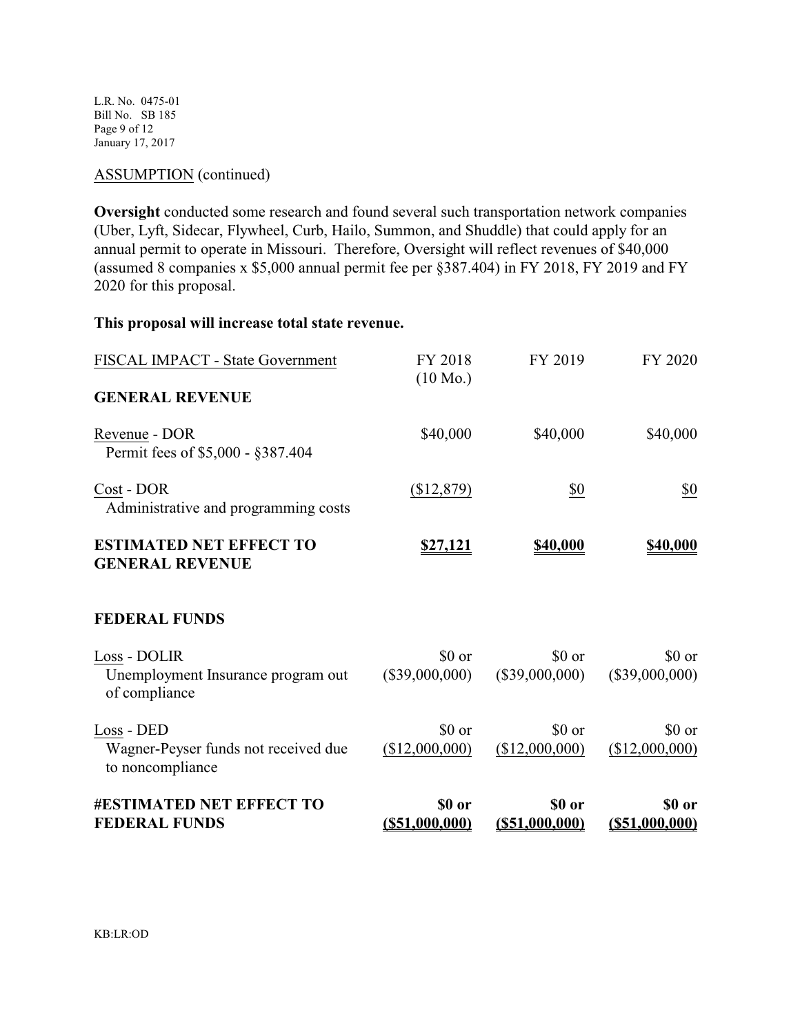ASSUMPTION (continued)

**Oversight** conducted some research and found several such transportation network companies (Uber, Lyft, Sidecar, Flywheel, Curb, Hailo, Summon, and Shuddle) that could apply for an annual permit to operate in Missouri. Therefore, Oversight will reflect revenues of $40,000 (assumed 8 companies x $5,000 annual permit fee per §387.404) in FY 2018, FY 2019 and FY 2020 for this proposal.

**This proposal will increase total state revenue.**

| FISCAL IMPACT - State Government | FY 2018 (10 Mo.) | FY 2019 | FY 2020 |
|---|---|---|---|
| **GENERAL REVENUE** | | | |
| Revenue - DOR<br>Permit fees of $5,000 - §387.404 | $40,000 | $40,000 | $40,000 |
| Cost - DOR<br>Administrative and programming costs | ($12,879) | $0 | $0 |
| **ESTIMATED NET EFFECT TO GENERAL REVENUE** | **$27,121** | **$40,000** | **$40,000** |
| | | | |
| **FEDERAL FUNDS** | | | |
| Loss - DOLIR<br>Unemployment Insurance program out of compliance | $0 or ($39,000,000) | $0 or ($39,000,000) | $0 or ($39,000,000) |
| Loss - DED<br>Wagner-Peyser funds not received due to noncompliance | $0 or ($12,000,000) | $0 or ($12,000,000) | $0 or ($12,000,000) |
| **#ESTIMATED NET EFFECT TO FEDERAL FUNDS** | **$0 or ($51,000,000)** | **$0 or ($51,000,000)** | **$0 or ($51,000,000)** |

KB:LR:OD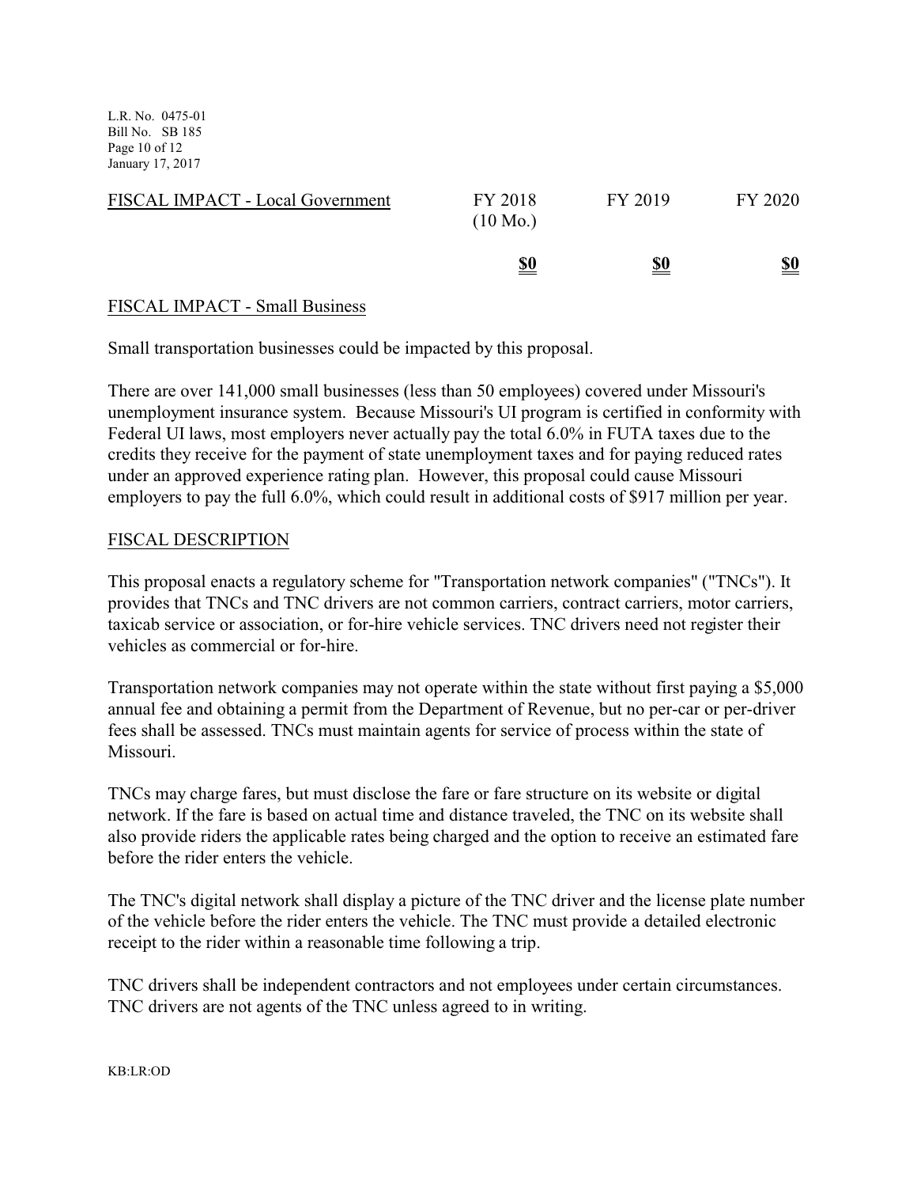| FISCAL IMPACT - Local Government | FY 2018 (10 Mo.) | FY 2019 | FY 2020 |
|---|---|---|---|
| | **$0** | **$0** | **$0** |

FISCAL IMPACT - Small Business

Small transportation businesses could be impacted by this proposal.

There are over 141,000 small businesses (less than 50 employees) covered under Missouri's unemployment insurance system. Because Missouri's UI program is certified in conformity with Federal UI laws, most employers never actually pay the total 6.0% in FUTA taxes due to the credits they receive for the payment of state unemployment taxes and for paying reduced rates under an approved experience rating plan. However, this proposal could cause Missouri employers to pay the full 6.0%, which could result in additional costs of $917 million per year.

FISCAL DESCRIPTION

This proposal enacts a regulatory scheme for "Transportation network companies" ("TNCs"). It provides that TNCs and TNC drivers are not common carriers, contract carriers, motor carriers, taxicab service or association, or for-hire vehicle services. TNC drivers need not register their vehicles as commercial or for-hire.

Transportation network companies may not operate within the state without first paying a $5,000 annual fee and obtaining a permit from the Department of Revenue, but no per-car or per-driver fees shall be assessed. TNCs must maintain agents for service of process within the state of Missouri.

TNCs may charge fares, but must disclose the fare or fare structure on its website or digital network. If the fare is based on actual time and distance traveled, the TNC on its website shall also provide riders the applicable rates being charged and the option to receive an estimated fare before the rider enters the vehicle.

The TNC's digital network shall display a picture of the TNC driver and the license plate number of the vehicle before the rider enters the vehicle. The TNC must provide a detailed electronic receipt to the rider within a reasonable time following a trip.

TNC drivers shall be independent contractors and not employees under certain circumstances. TNC drivers are not agents of the TNC unless agreed to in writing.

KB:LR:OD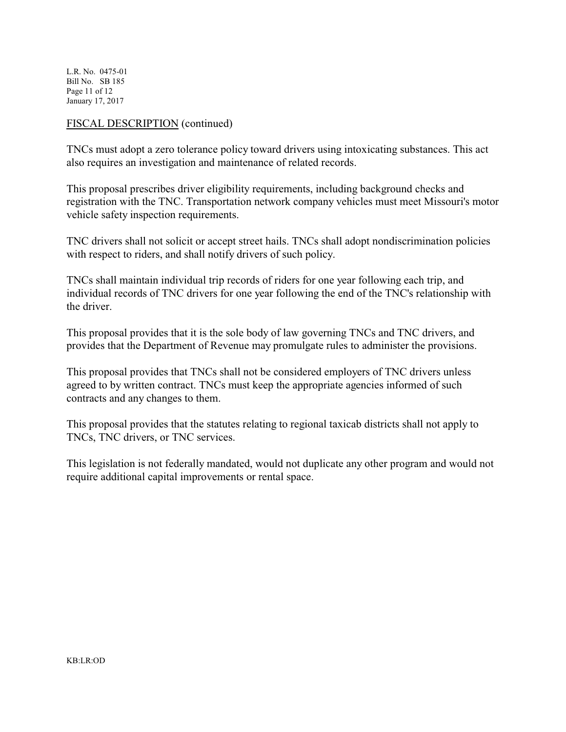FISCAL DESCRIPTION (continued)

TNCs must adopt a zero tolerance policy toward drivers using intoxicating substances. This act also requires an investigation and maintenance of related records.

This proposal prescribes driver eligibility requirements, including background checks and registration with the TNC. Transportation network company vehicles must meet Missouri's motor vehicle safety inspection requirements.

TNC drivers shall not solicit or accept street hails. TNCs shall adopt nondiscrimination policies with respect to riders, and shall notify drivers of such policy.

TNCs shall maintain individual trip records of riders for one year following each trip, and individual records of TNC drivers for one year following the end of the TNC's relationship with the driver.

This proposal provides that it is the sole body of law governing TNCs and TNC drivers, and provides that the Department of Revenue may promulgate rules to administer the provisions.

This proposal provides that TNCs shall not be considered employers of TNC drivers unless agreed to by written contract. TNCs must keep the appropriate agencies informed of such contracts and any changes to them.

This proposal provides that the statutes relating to regional taxicab districts shall not apply to TNCs, TNC drivers, or TNC services.

This legislation is not federally mandated, would not duplicate any other program and would not require additional capital improvements or rental space.

KB:LR:OD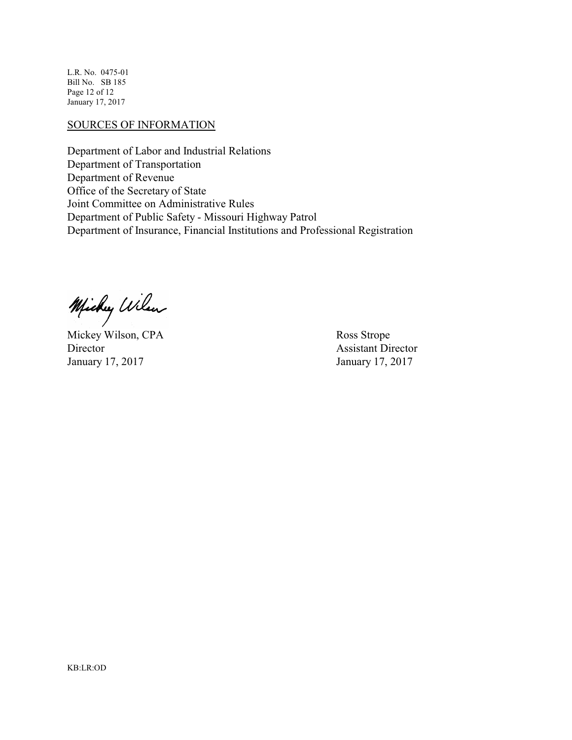## SOURCES OF INFORMATION

Department of Labor and Industrial Relations
Department of Transportation
Department of Revenue
Office of the Secretary of State
Joint Committee on Administrative Rules
Department of Public Safety - Missouri Highway Patrol
Department of Insurance, Financial Institutions and Professional Registration

| | |
|---|---|
| Mickey Wilson, CPA | Ross Strope |
| Director | Assistant Director |
| January 17, 2017 | January 17, 2017 |

KB:LR:OD